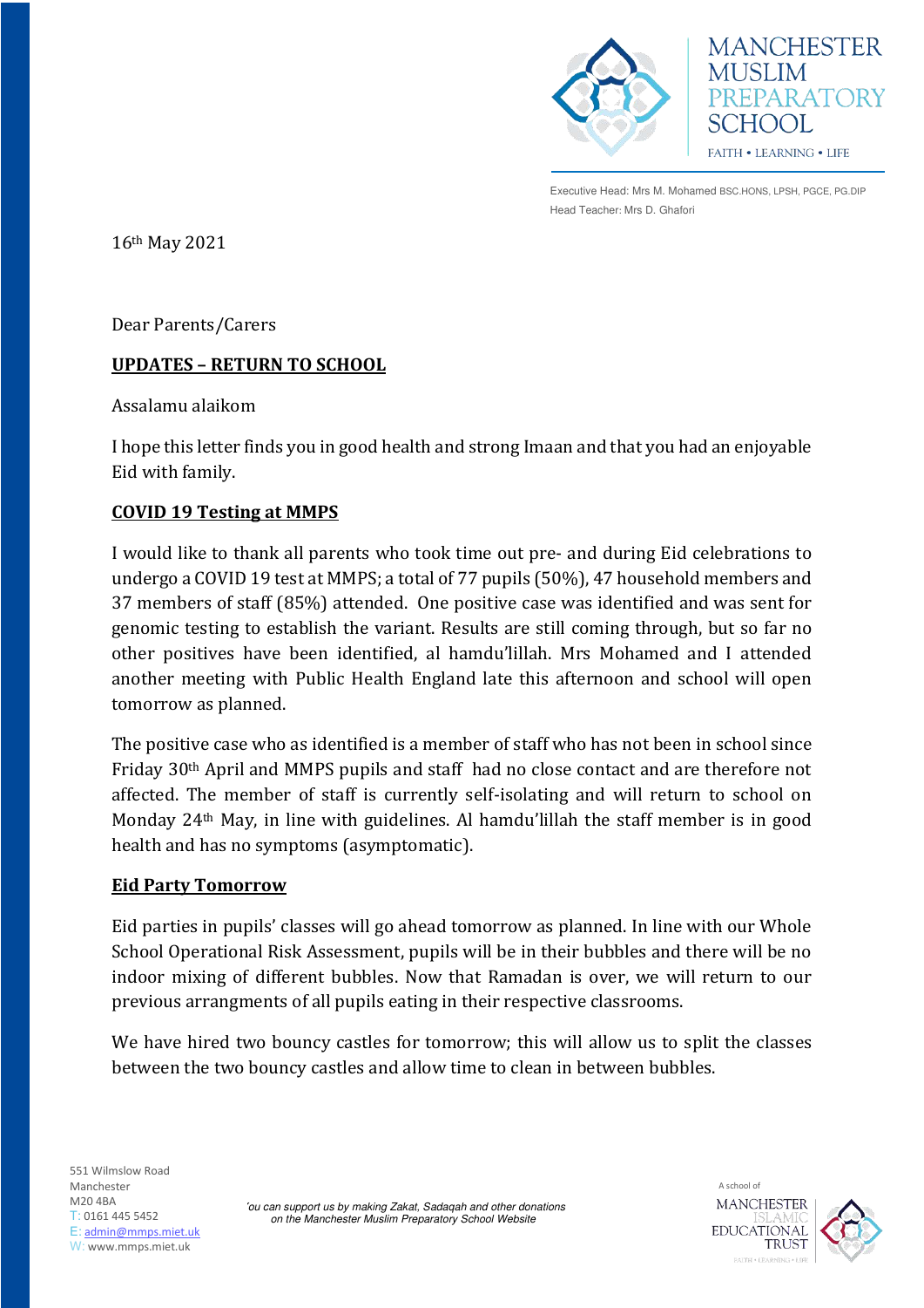MANCHESTER MUSLIM PREPARATORY SCHOOL

FAITH • LEARNING • LIFE

Executive Head: Mrs M. Mohamed BSC.HONS, LPSH, PGCE, PG.DIP
Head Teacher: Mrs D. Ghafori

16th May 2021

Dear Parents/Carers

**UPDATES – RETURN TO SCHOOL**

Assalamu alaikom

I hope this letter finds you in good health and strong Imaan and that you had an enjoyable Eid with family.

**COVID 19 Testing at MMPS**

I would like to thank all parents who took time out pre- and during Eid celebrations to undergo a COVID 19 test at MMPS; a total of 77 pupils (50%), 47 household members and 37 members of staff (85%) attended. One positive case was identified and was sent for genomic testing to establish the variant. Results are still coming through, but so far no other positives have been identified, al hamdu'lillah. Mrs Mohamed and I attended another meeting with Public Health England late this afternoon and school will open tomorrow as planned.

The positive case who as identified is a member of staff who has not been in school since Friday 30th April and MMPS pupils and staff had no close contact and are therefore not affected. The member of staff is currently self-isolating and will return to school on Monday 24th May, in line with guidelines. Al hamdu'lillah the staff member is in good health and has no symptoms (asymptomatic).

**Eid Party Tomorrow**

Eid parties in pupils' classes will go ahead tomorrow as planned. In line with our Whole School Operational Risk Assessment, pupils will be in their bubbles and there will be no indoor mixing of different bubbles. Now that Ramadan is over, we will return to our previous arrangments of all pupils eating in their respective classrooms.

We have hired two bouncy castles for tomorrow; this will allow us to split the classes between the two bouncy castles and allow time to clean in between bubbles.

551 Wilmslow Road
Manchester
M20 4BA
T: 0161 445 5452
E: admin@mmps.miet.uk
W: www.mmps.miet.uk

*You can support us by making Zakat, Sadaqah and other donations on the Manchester Muslim Preparatory School Website*

A school of MANCHESTER ISLAMIC EDUCATIONAL TRUST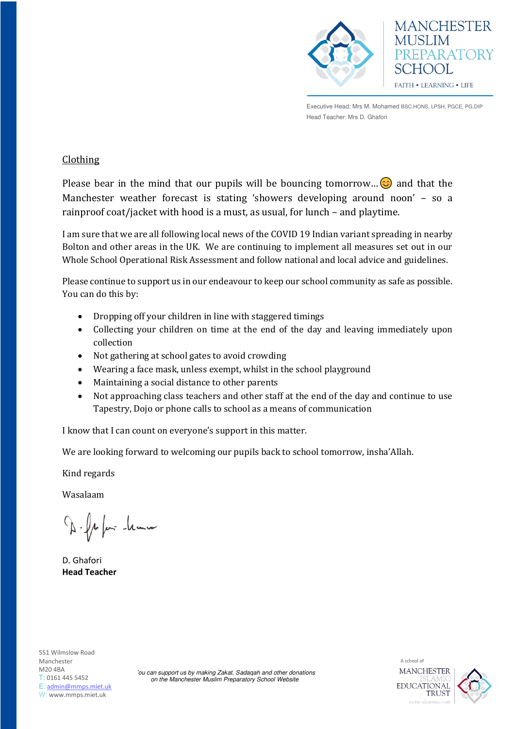Executive Head: Mrs M. Mohamed BSC.HONS, LPSH, PGCE, PG.DIP
Head Teacher: Mrs D. Ghafori

<u>Clothing</u>

Please bear in the mind that our pupils will be bouncing tomorrow… 😊 and that the Manchester weather forecast is stating 'showers developing around noon' – so a rainproof coat/jacket with hood is a must, as usual, for lunch – and playtime.

I am sure that we are all following local news of the COVID 19 Indian variant spreading in nearby Bolton and other areas in the UK. We are continuing to implement all measures set out in our Whole School Operational Risk Assessment and follow national and local advice and guidelines.

Please continue to support us in our endeavour to keep our school community as safe as possible. You can do this by:

- Dropping off your children in line with staggered timings
- Collecting your children on time at the end of the day and leaving immediately upon collection
- Not gathering at school gates to avoid crowding
- Wearing a face mask, unless exempt, whilst in the school playground
- Maintaining a social distance to other parents
- Not approaching class teachers and other staff at the end of the day and continue to use Tapestry, Dojo or phone calls to school as a means of communication

I know that I can count on everyone's support in this matter.

We are looking forward to welcoming our pupils back to school tomorrow, insha'Allah.

Kind regards

Wasalaam

D. Ghafori
**Head Teacher**

551 Wilmslow Road
Manchester
M20 4BA
T: 0161 445 5452
E: admin@mmps.miet.uk
W: www.mmps.miet.uk

*You can support us by making Zakat, Sadaqah and other donations on the Manchester Muslim Preparatory School Website*

A school of Manchester Islamic Educational Trust